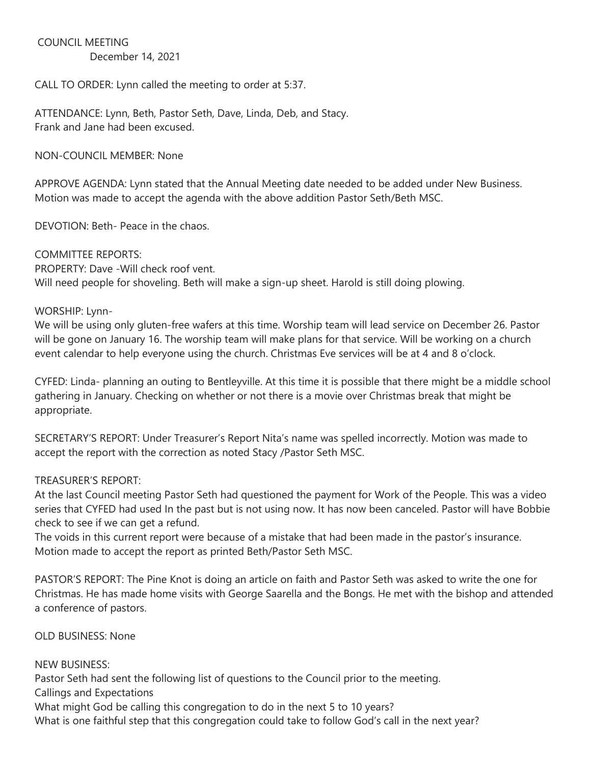COUNCIL MEETING

December 14, 2021

CALL TO ORDER: Lynn called the meeting to order at 5:37.

ATTENDANCE: Lynn, Beth, Pastor Seth, Dave, Linda, Deb, and Stacy.
Frank and Jane had been excused.

NON-COUNCIL MEMBER: None

APPROVE AGENDA: Lynn stated that the Annual Meeting date needed to be added under New Business. Motion was made to accept the agenda with the above addition Pastor Seth/Beth MSC.

DEVOTION: Beth- Peace in the chaos.

COMMITTEE REPORTS:

PROPERTY: Dave -Will check roof vent.
Will need people for shoveling. Beth will make a sign-up sheet. Harold is still doing plowing.

WORSHIP: Lynn-

We will be using only gluten-free wafers at this time. Worship team will lead service on December 26. Pastor will be gone on January 16. The worship team will make plans for that service. Will be working on a church event calendar to help everyone using the church. Christmas Eve services will be at 4 and 8 o'clock.

CYFED: Linda- planning an outing to Bentleyville. At this time it is possible that there might be a middle school gathering in January. Checking on whether or not there is a movie over Christmas break that might be appropriate.

SECRETARY'S REPORT: Under Treasurer's Report Nita's name was spelled incorrectly. Motion was made to accept the report with the correction as noted Stacy /Pastor Seth MSC.

TREASURER'S REPORT:

At the last Council meeting Pastor Seth had questioned the payment for Work of the People. This was a video series that CYFED had used In the past but is not using now. It has now been canceled. Pastor will have Bobbie check to see if we can get a refund.

The voids in this current report were because of a mistake that had been made in the pastor's insurance. Motion made to accept the report as printed Beth/Pastor Seth MSC.

PASTOR'S REPORT: The Pine Knot is doing an article on faith and Pastor Seth was asked to write the one for Christmas. He has made home visits with George Saarella and the Bongs. He met with the bishop and attended a conference of pastors.

OLD BUSINESS: None

NEW BUSINESS:

Pastor Seth had sent the following list of questions to the Council prior to the meeting.

Callings and Expectations

What might God be calling this congregation to do in the next 5 to 10 years?

What is one faithful step that this congregation could take to follow God's call in the next year?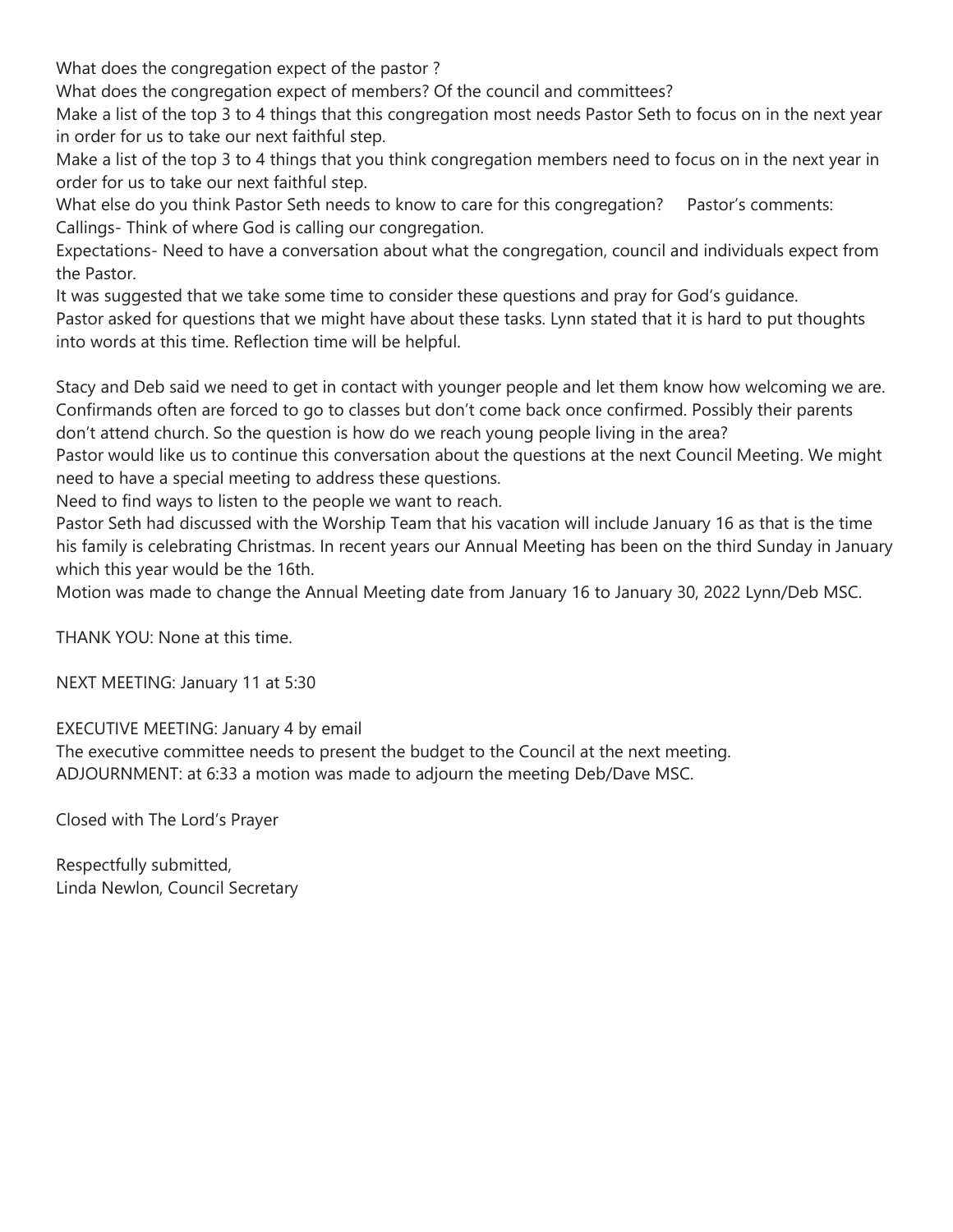What does the congregation expect of the pastor ?

What does the congregation expect of members? Of the council and committees?

Make a list of the top 3 to 4 things that this congregation most needs Pastor Seth to focus on in the next year in order for us to take our next faithful step.

Make a list of the top 3 to 4 things that you think congregation members need to focus on in the next year in order for us to take our next faithful step.

What else do you think Pastor Seth needs to know to care for this congregation?     Pastor's comments:

Callings- Think of where God is calling our congregation.

Expectations- Need to have a conversation about what the congregation, council and individuals expect from the Pastor.

It was suggested that we take some time to consider these questions and pray for God's guidance.

Pastor asked for questions that we might have about these tasks. Lynn stated that it is hard to put thoughts into words at this time. Reflection time will be helpful.

Stacy and Deb said we need to get in contact with younger people and let them know how welcoming we are. Confirmands often are forced to go to classes but don't come back once confirmed. Possibly their parents don't attend church. So the question is how do we reach young people living in the area?

Pastor would like us to continue this conversation about the questions at the next Council Meeting. We might need to have a special meeting to address these questions.

Need to find ways to listen to the people we want to reach.

Pastor Seth had discussed with the Worship Team that his vacation will include January 16 as that is the time his family is celebrating Christmas. In recent years our Annual Meeting has been on the third Sunday in January which this year would be the 16th.

Motion was made to change the Annual Meeting date from January 16 to January 30, 2022 Lynn/Deb MSC.

THANK YOU: None at this time.

NEXT MEETING: January 11 at 5:30

EXECUTIVE MEETING: January 4 by email

The executive committee needs to present the budget to the Council at the next meeting.

ADJOURNMENT: at 6:33 a motion was made to adjourn the meeting Deb/Dave MSC.

Closed with The Lord's Prayer

Respectfully submitted,
Linda Newlon, Council Secretary